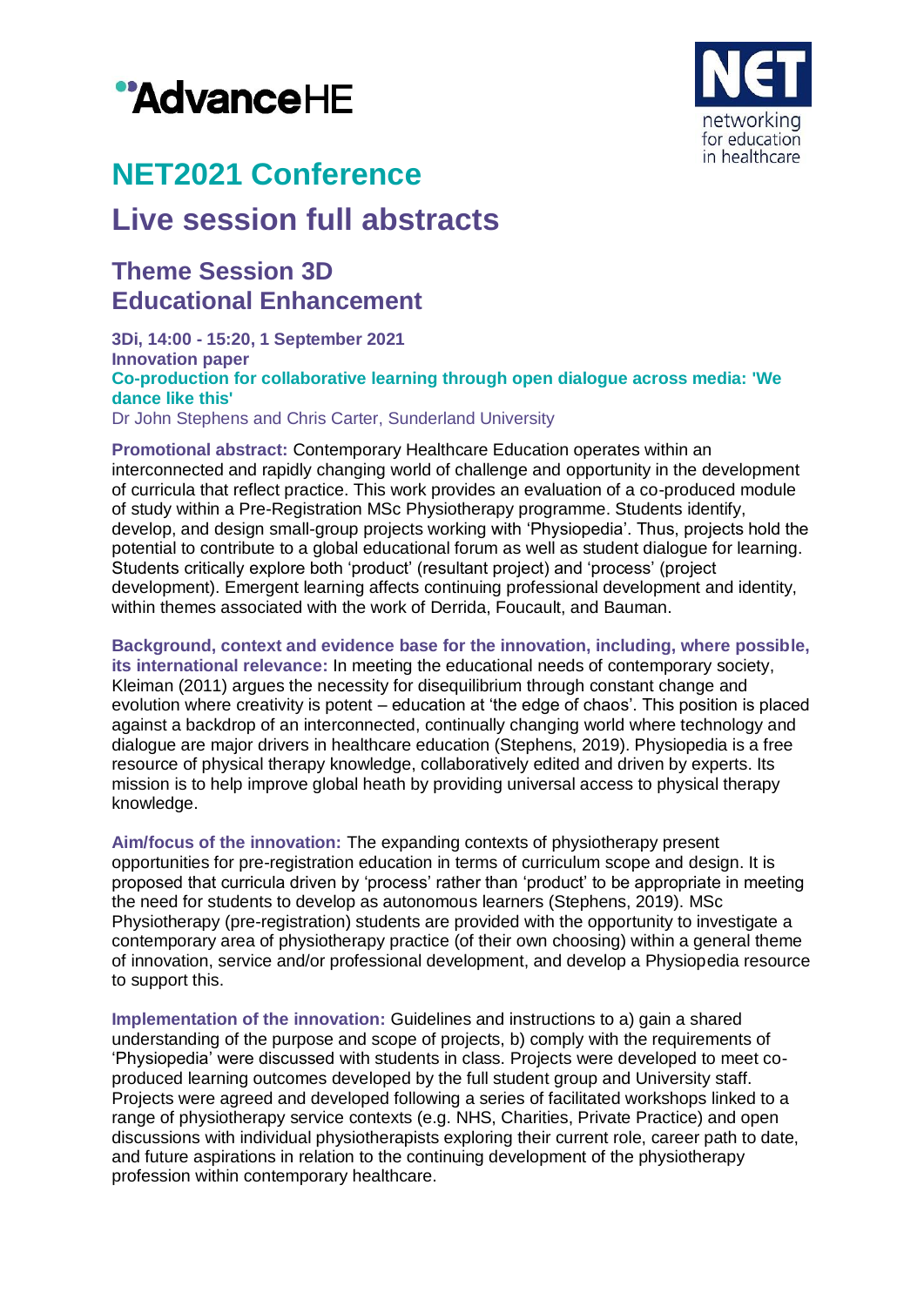# NET2021 Conference

# Live session full abstracts

## Theme Session 3D
## Educational Enhancement

**3Di, 14:00 - 15:20, 1 September 2021**
**Innovation paper**
**Co-production for collaborative learning through open dialogue across media: 'We dance like this'**
Dr John Stephens and Chris Carter, Sunderland University

**Promotional abstract:** Contemporary Healthcare Education operates within an interconnected and rapidly changing world of challenge and opportunity in the development of curricula that reflect practice. This work provides an evaluation of a co-produced module of study within a Pre-Registration MSc Physiotherapy programme. Students identify, develop, and design small-group projects working with 'Physiopedia'. Thus, projects hold the potential to contribute to a global educational forum as well as student dialogue for learning. Students critically explore both 'product' (resultant project) and 'process' (project development). Emergent learning affects continuing professional development and identity, within themes associated with the work of Derrida, Foucault, and Bauman.

**Background, context and evidence base for the innovation, including, where possible, its international relevance:** In meeting the educational needs of contemporary society, Kleiman (2011) argues the necessity for disequilibrium through constant change and evolution where creativity is potent – education at 'the edge of chaos'. This position is placed against a backdrop of an interconnected, continually changing world where technology and dialogue are major drivers in healthcare education (Stephens, 2019). Physiopedia is a free resource of physical therapy knowledge, collaboratively edited and driven by experts. Its mission is to help improve global heath by providing universal access to physical therapy knowledge.

**Aim/focus of the innovation:** The expanding contexts of physiotherapy present opportunities for pre-registration education in terms of curriculum scope and design. It is proposed that curricula driven by 'process' rather than 'product' to be appropriate in meeting the need for students to develop as autonomous learners (Stephens, 2019). MSc Physiotherapy (pre-registration) students are provided with the opportunity to investigate a contemporary area of physiotherapy practice (of their own choosing) within a general theme of innovation, service and/or professional development, and develop a Physiopedia resource to support this.

**Implementation of the innovation:** Guidelines and instructions to a) gain a shared understanding of the purpose and scope of projects, b) comply with the requirements of 'Physiopedia' were discussed with students in class. Projects were developed to meet co-produced learning outcomes developed by the full student group and University staff. Projects were agreed and developed following a series of facilitated workshops linked to a range of physiotherapy service contexts (e.g. NHS, Charities, Private Practice) and open discussions with individual physiotherapists exploring their current role, career path to date, and future aspirations in relation to the continuing development of the physiotherapy profession within contemporary healthcare.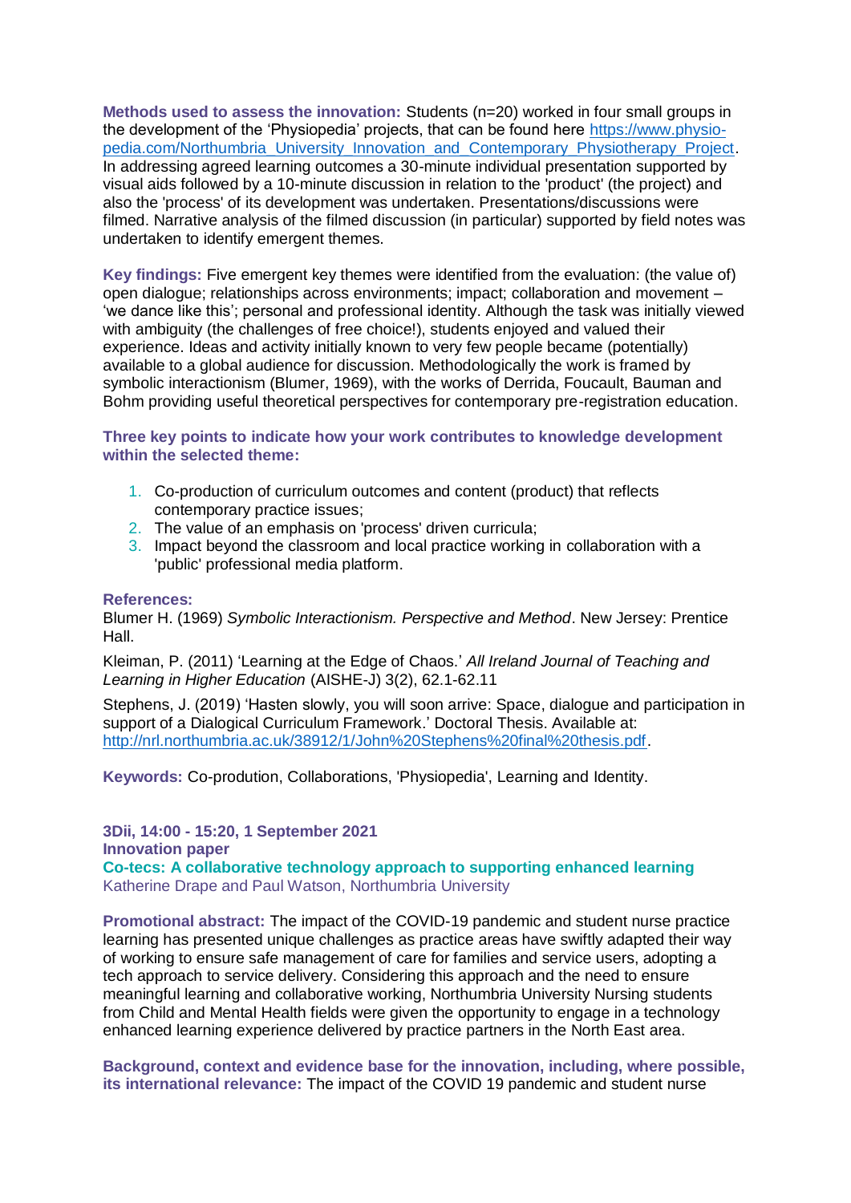**Methods used to assess the innovation:** Students (n=20) worked in four small groups in the development of the 'Physiopedia' projects, that can be found here [https://www.physio-pedia.com/Northumbria_University_Innovation_and_Contemporary_Physiotherapy_Project](https://www.physio-pedia.com/Northumbria_University_Innovation_and_Contemporary_Physiotherapy_Project). In addressing agreed learning outcomes a 30-minute individual presentation supported by visual aids followed by a 10-minute discussion in relation to the 'product' (the project) and also the 'process' of its development was undertaken. Presentations/discussions were filmed. Narrative analysis of the filmed discussion (in particular) supported by field notes was undertaken to identify emergent themes.

**Key findings:** Five emergent key themes were identified from the evaluation: (the value of) open dialogue; relationships across environments; impact; collaboration and movement – 'we dance like this'; personal and professional identity. Although the task was initially viewed with ambiguity (the challenges of free choice!), students enjoyed and valued their experience. Ideas and activity initially known to very few people became (potentially) available to a global audience for discussion. Methodologically the work is framed by symbolic interactionism (Blumer, 1969), with the works of Derrida, Foucault, Bauman and Bohm providing useful theoretical perspectives for contemporary pre-registration education.

**Three key points to indicate how your work contributes to knowledge development within the selected theme:**

1. Co-production of curriculum outcomes and content (product) that reflects contemporary practice issues;
2. The value of an emphasis on 'process' driven curricula;
3. Impact beyond the classroom and local practice working in collaboration with a 'public' professional media platform.

**References:**

Blumer H. (1969) *Symbolic Interactionism. Perspective and Method*. New Jersey: Prentice Hall.

Kleiman, P. (2011) 'Learning at the Edge of Chaos.' *All Ireland Journal of Teaching and Learning in Higher Education* (AISHE-J) 3(2), 62.1-62.11

Stephens, J. (2019) 'Hasten slowly, you will soon arrive: Space, dialogue and participation in support of a Dialogical Curriculum Framework.' Doctoral Thesis. Available at: [http://nrl.northumbria.ac.uk/38912/1/John%20Stephens%20final%20thesis.pdf](http://nrl.northumbria.ac.uk/38912/1/John%20Stephens%20final%20thesis.pdf).

**Keywords:** Co-prodution, Collaborations, 'Physiopedia', Learning and Identity.

**3Dii, 14:00 - 15:20, 1 September 2021**
**Innovation paper**

## Co-tecs: A collaborative technology approach to supporting enhanced learning

Katherine Drape and Paul Watson, Northumbria University

**Promotional abstract:** The impact of the COVID-19 pandemic and student nurse practice learning has presented unique challenges as practice areas have swiftly adapted their way of working to ensure safe management of care for families and service users, adopting a tech approach to service delivery. Considering this approach and the need to ensure meaningful learning and collaborative working, Northumbria University Nursing students from Child and Mental Health fields were given the opportunity to engage in a technology enhanced learning experience delivered by practice partners in the North East area.

**Background, context and evidence base for the innovation, including, where possible, its international relevance:** The impact of the COVID 19 pandemic and student nurse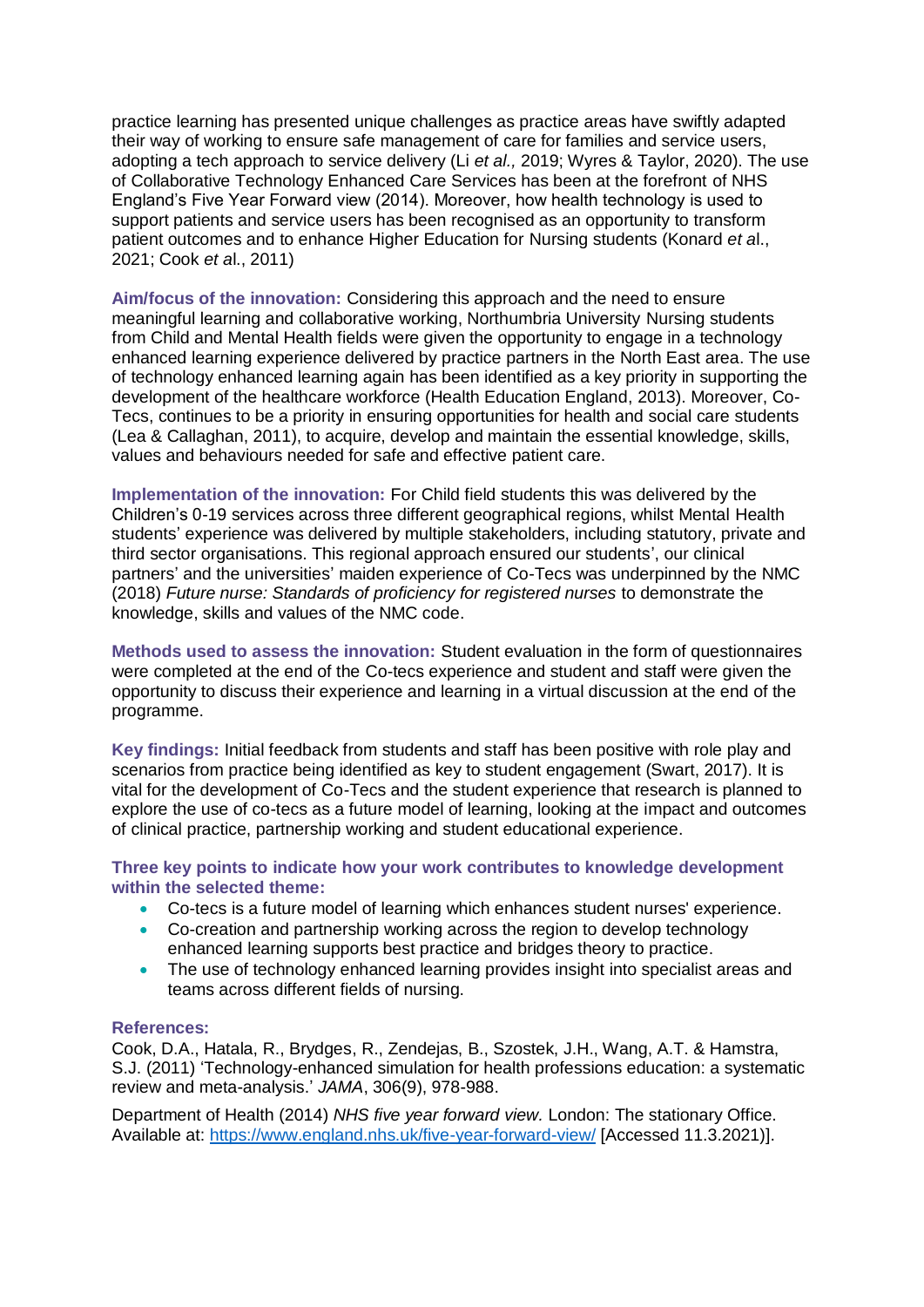practice learning has presented unique challenges as practice areas have swiftly adapted their way of working to ensure safe management of care for families and service users, adopting a tech approach to service delivery (Li *et al.,* 2019; Wyres & Taylor, 2020). The use of Collaborative Technology Enhanced Care Services has been at the forefront of NHS England's Five Year Forward view (2014). Moreover, how health technology is used to support patients and service users has been recognised as an opportunity to transform patient outcomes and to enhance Higher Education for Nursing students (Konard *et a*l., 2021; Cook *et a*l., 2011)

**Aim/focus of the innovation:** Considering this approach and the need to ensure meaningful learning and collaborative working, Northumbria University Nursing students from Child and Mental Health fields were given the opportunity to engage in a technology enhanced learning experience delivered by practice partners in the North East area. The use of technology enhanced learning again has been identified as a key priority in supporting the development of the healthcare workforce (Health Education England, 2013). Moreover, Co-Tecs, continues to be a priority in ensuring opportunities for health and social care students (Lea & Callaghan, 2011), to acquire, develop and maintain the essential knowledge, skills, values and behaviours needed for safe and effective patient care.

**Implementation of the innovation:** For Child field students this was delivered by the Children's 0-19 services across three different geographical regions, whilst Mental Health students' experience was delivered by multiple stakeholders, including statutory, private and third sector organisations. This regional approach ensured our students', our clinical partners' and the universities' maiden experience of Co-Tecs was underpinned by the NMC (2018) *Future nurse: Standards of proficiency for registered nurses* to demonstrate the knowledge, skills and values of the NMC code.

**Methods used to assess the innovation:** Student evaluation in the form of questionnaires were completed at the end of the Co-tecs experience and student and staff were given the opportunity to discuss their experience and learning in a virtual discussion at the end of the programme.

**Key findings:** Initial feedback from students and staff has been positive with role play and scenarios from practice being identified as key to student engagement (Swart, 2017). It is vital for the development of Co-Tecs and the student experience that research is planned to explore the use of co-tecs as a future model of learning, looking at the impact and outcomes of clinical practice, partnership working and student educational experience.

**Three key points to indicate how your work contributes to knowledge development within the selected theme:**

- Co-tecs is a future model of learning which enhances student nurses' experience.
- Co-creation and partnership working across the region to develop technology enhanced learning supports best practice and bridges theory to practice.
- The use of technology enhanced learning provides insight into specialist areas and teams across different fields of nursing.

**References:**

Cook, D.A., Hatala, R., Brydges, R., Zendejas, B., Szostek, J.H., Wang, A.T. & Hamstra, S.J. (2011) 'Technology-enhanced simulation for health professions education: a systematic review and meta-analysis.' *JAMA*, 306(9), 978-988.

Department of Health (2014) *NHS five year forward view.* London: The stationary Office. Available at: https://www.england.nhs.uk/five-year-forward-view/ [Accessed 11.3.2021)].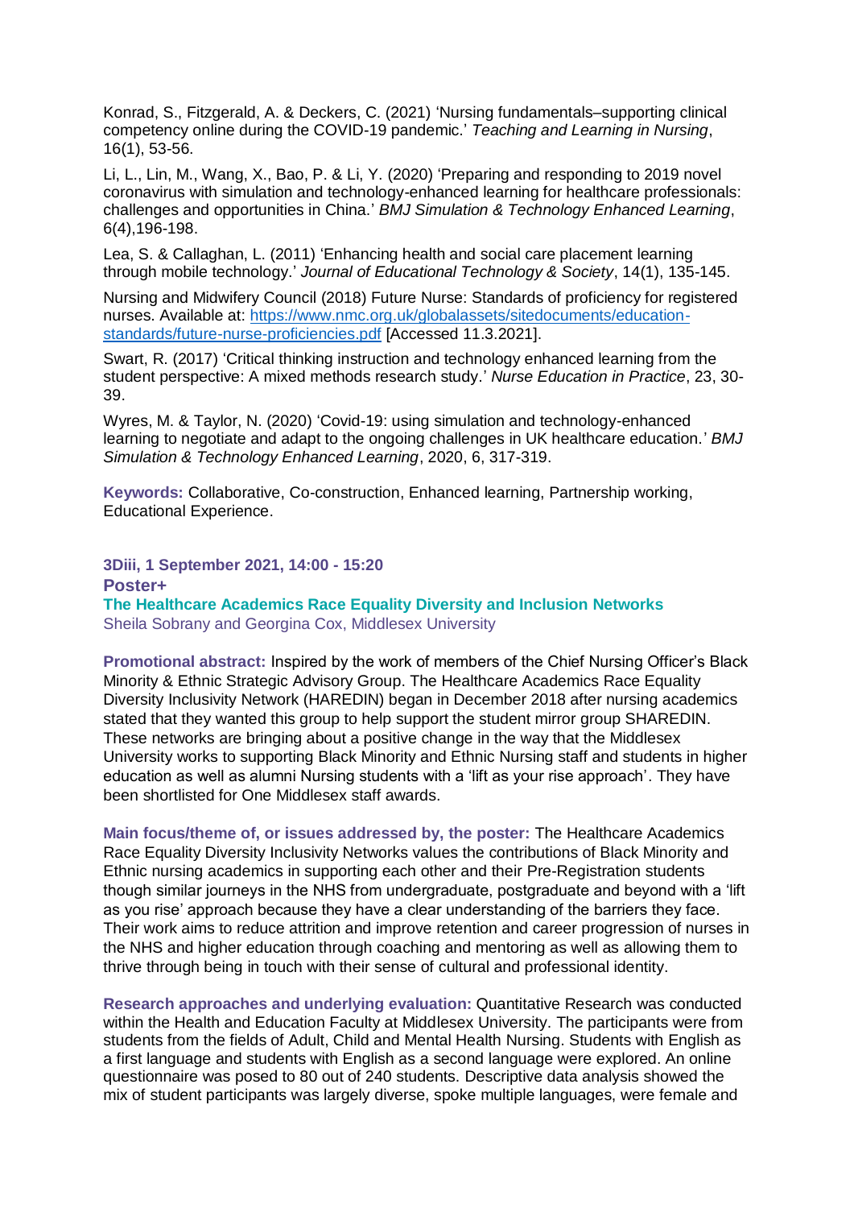Konrad, S., Fitzgerald, A. & Deckers, C. (2021) 'Nursing fundamentals–supporting clinical competency online during the COVID-19 pandemic.' *Teaching and Learning in Nursing*, 16(1), 53-56.

Li, L., Lin, M., Wang, X., Bao, P. & Li, Y. (2020) 'Preparing and responding to 2019 novel coronavirus with simulation and technology-enhanced learning for healthcare professionals: challenges and opportunities in China.' *BMJ Simulation & Technology Enhanced Learning*, 6(4),196-198.

Lea, S. & Callaghan, L. (2011) 'Enhancing health and social care placement learning through mobile technology.' *Journal of Educational Technology & Society*, 14(1), 135-145.

Nursing and Midwifery Council (2018) Future Nurse: Standards of proficiency for registered nurses. Available at: [https://www.nmc.org.uk/globalassets/sitedocuments/education-standards/future-nurse-proficiencies.pdf](https://www.nmc.org.uk/globalassets/sitedocuments/education-standards/future-nurse-proficiencies.pdf) [Accessed 11.3.2021].

Swart, R. (2017) 'Critical thinking instruction and technology enhanced learning from the student perspective: A mixed methods research study.' *Nurse Education in Practice*, 23, 30-39.

Wyres, M. & Taylor, N. (2020) 'Covid-19: using simulation and technology-enhanced learning to negotiate and adapt to the ongoing challenges in UK healthcare education.' *BMJ Simulation & Technology Enhanced Learning*, 2020, 6, 317-319.

**Keywords:** Collaborative, Co-construction, Enhanced learning, Partnership working, Educational Experience.

**3Diii, 1 September 2021, 14:00 - 15:20**
**Poster+**

## The Healthcare Academics Race Equality Diversity and Inclusion Networks

Sheila Sobrany and Georgina Cox, Middlesex University

**Promotional abstract:** Inspired by the work of members of the Chief Nursing Officer's Black Minority & Ethnic Strategic Advisory Group. The Healthcare Academics Race Equality Diversity Inclusivity Network (HAREDIN) began in December 2018 after nursing academics stated that they wanted this group to help support the student mirror group SHAREDIN. These networks are bringing about a positive change in the way that the Middlesex University works to supporting Black Minority and Ethnic Nursing staff and students in higher education as well as alumni Nursing students with a 'lift as your rise approach'. They have been shortlisted for One Middlesex staff awards.

**Main focus/theme of, or issues addressed by, the poster:** The Healthcare Academics Race Equality Diversity Inclusivity Networks values the contributions of Black Minority and Ethnic nursing academics in supporting each other and their Pre-Registration students though similar journeys in the NHS from undergraduate, postgraduate and beyond with a 'lift as you rise' approach because they have a clear understanding of the barriers they face. Their work aims to reduce attrition and improve retention and career progression of nurses in the NHS and higher education through coaching and mentoring as well as allowing them to thrive through being in touch with their sense of cultural and professional identity.

**Research approaches and underlying evaluation:** Quantitative Research was conducted within the Health and Education Faculty at Middlesex University. The participants were from students from the fields of Adult, Child and Mental Health Nursing. Students with English as a first language and students with English as a second language were explored. An online questionnaire was posed to 80 out of 240 students. Descriptive data analysis showed the mix of student participants was largely diverse, spoke multiple languages, were female and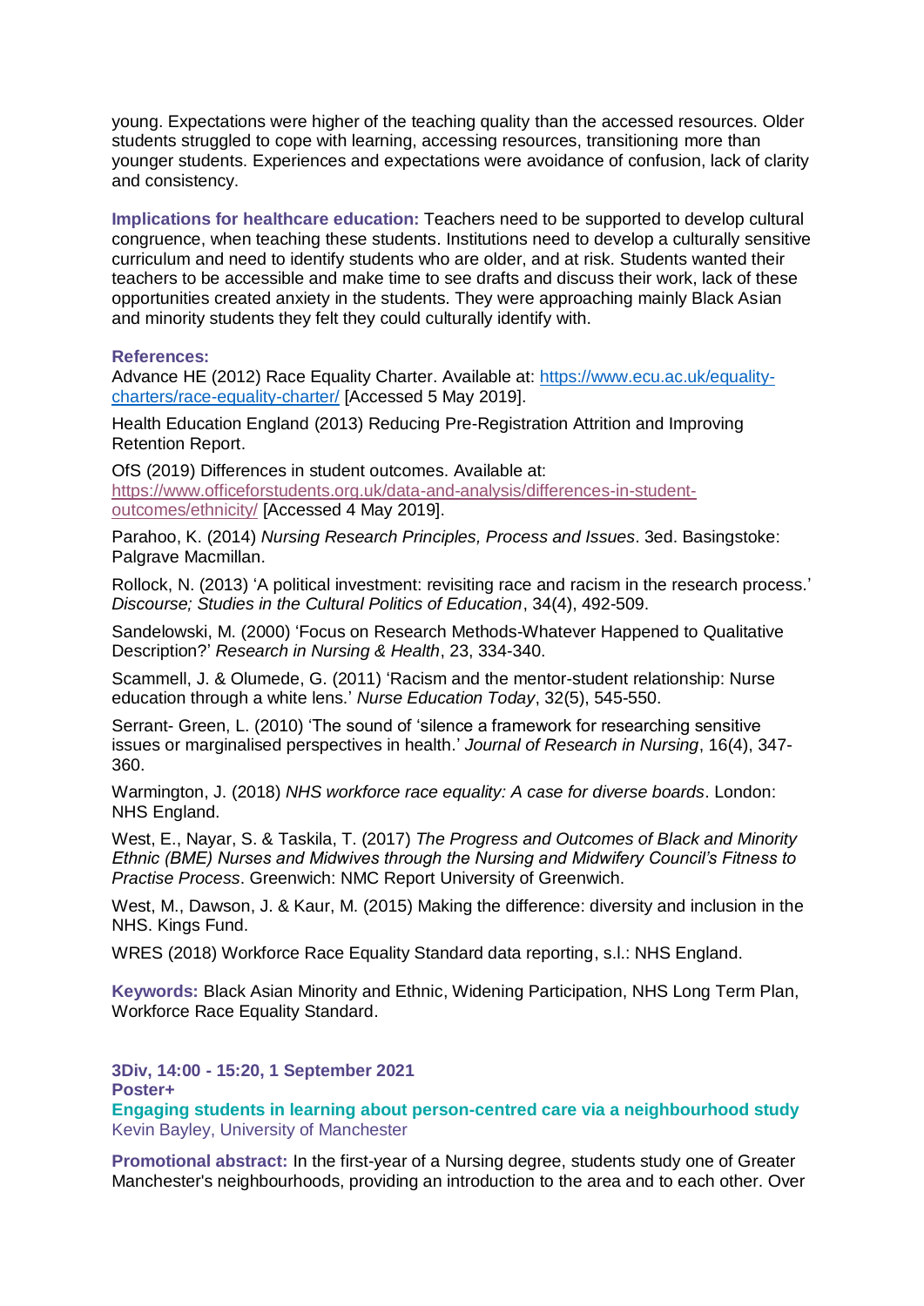young. Expectations were higher of the teaching quality than the accessed resources. Older students struggled to cope with learning, accessing resources, transitioning more than younger students. Experiences and expectations were avoidance of confusion, lack of clarity and consistency.

**Implications for healthcare education:** Teachers need to be supported to develop cultural congruence, when teaching these students. Institutions need to develop a culturally sensitive curriculum and need to identify students who are older, and at risk. Students wanted their teachers to be accessible and make time to see drafts and discuss their work, lack of these opportunities created anxiety in the students. They were approaching mainly Black Asian and minority students they felt they could culturally identify with.

**References:**

Advance HE (2012) Race Equality Charter. Available at: https://www.ecu.ac.uk/equality-charters/race-equality-charter/ [Accessed 5 May 2019].

Health Education England (2013) Reducing Pre-Registration Attrition and Improving Retention Report.

OfS (2019) Differences in student outcomes. Available at: https://www.officeforstudents.org.uk/data-and-analysis/differences-in-student-outcomes/ethnicity/ [Accessed 4 May 2019].

Parahoo, K. (2014) *Nursing Research Principles, Process and Issues*. 3ed. Basingstoke: Palgrave Macmillan.

Rollock, N. (2013) 'A political investment: revisiting race and racism in the research process.' *Discourse; Studies in the Cultural Politics of Education*, 34(4), 492-509.

Sandelowski, M. (2000) 'Focus on Research Methods-Whatever Happened to Qualitative Description?' *Research in Nursing & Health*, 23, 334-340.

Scammell, J. & Olumede, G. (2011) 'Racism and the mentor-student relationship: Nurse education through a white lens.' *Nurse Education Today*, 32(5), 545-550.

Serrant- Green, L. (2010) 'The sound of 'silence a framework for researching sensitive issues or marginalised perspectives in health.' *Journal of Research in Nursing*, 16(4), 347-360.

Warmington, J. (2018) *NHS workforce race equality: A case for diverse boards*. London: NHS England.

West, E., Nayar, S. & Taskila, T. (2017) *The Progress and Outcomes of Black and Minority Ethnic (BME) Nurses and Midwives through the Nursing and Midwifery Council's Fitness to Practise Process*. Greenwich: NMC Report University of Greenwich.

West, M., Dawson, J. & Kaur, M. (2015) Making the difference: diversity and inclusion in the NHS. Kings Fund.

WRES (2018) Workforce Race Equality Standard data reporting, s.l.: NHS England.

**Keywords:** Black Asian Minority and Ethnic, Widening Participation, NHS Long Term Plan, Workforce Race Equality Standard.

**3Div, 14:00 - 15:20, 1 September 2021**
**Poster+**

## Engaging students in learning about person-centred care via a neighbourhood study

Kevin Bayley, University of Manchester

**Promotional abstract:** In the first-year of a Nursing degree, students study one of Greater Manchester's neighbourhoods, providing an introduction to the area and to each other. Over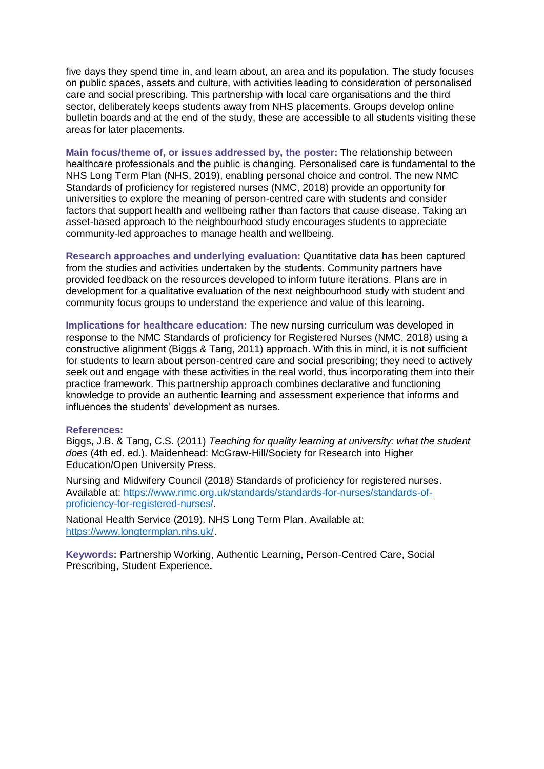five days they spend time in, and learn about, an area and its population. The study focuses on public spaces, assets and culture, with activities leading to consideration of personalised care and social prescribing. This partnership with local care organisations and the third sector, deliberately keeps students away from NHS placements. Groups develop online bulletin boards and at the end of the study, these are accessible to all students visiting these areas for later placements.

**Main focus/theme of, or issues addressed by, the poster:** The relationship between healthcare professionals and the public is changing. Personalised care is fundamental to the NHS Long Term Plan (NHS, 2019), enabling personal choice and control. The new NMC Standards of proficiency for registered nurses (NMC, 2018) provide an opportunity for universities to explore the meaning of person-centred care with students and consider factors that support health and wellbeing rather than factors that cause disease. Taking an asset-based approach to the neighbourhood study encourages students to appreciate community-led approaches to manage health and wellbeing.

**Research approaches and underlying evaluation:** Quantitative data has been captured from the studies and activities undertaken by the students. Community partners have provided feedback on the resources developed to inform future iterations. Plans are in development for a qualitative evaluation of the next neighbourhood study with student and community focus groups to understand the experience and value of this learning.

**Implications for healthcare education:** The new nursing curriculum was developed in response to the NMC Standards of proficiency for Registered Nurses (NMC, 2018) using a constructive alignment (Biggs & Tang, 2011) approach. With this in mind, it is not sufficient for students to learn about person-centred care and social prescribing; they need to actively seek out and engage with these activities in the real world, thus incorporating them into their practice framework. This partnership approach combines declarative and functioning knowledge to provide an authentic learning and assessment experience that informs and influences the students' development as nurses.

**References:**

Biggs, J.B. & Tang, C.S. (2011) *Teaching for quality learning at university: what the student does* (4th ed. ed.). Maidenhead: McGraw-Hill/Society for Research into Higher Education/Open University Press.

Nursing and Midwifery Council (2018) Standards of proficiency for registered nurses. Available at: https://www.nmc.org.uk/standards/standards-for-nurses/standards-of-proficiency-for-registered-nurses/.

National Health Service (2019). NHS Long Term Plan. Available at: https://www.longtermplan.nhs.uk/.

**Keywords:** Partnership Working, Authentic Learning, Person-Centred Care, Social Prescribing, Student Experience**.**